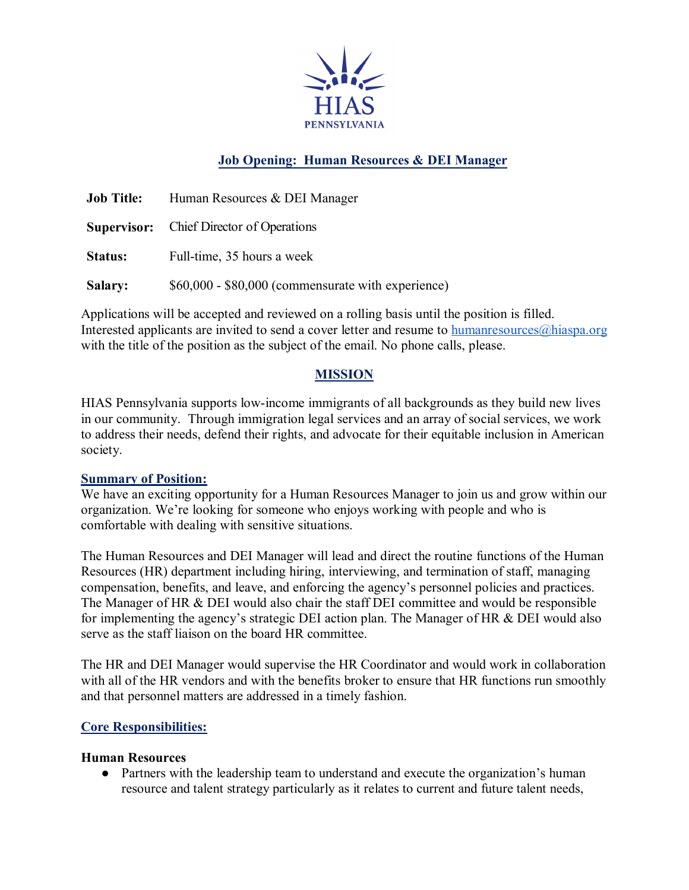HIAS
PENNSYLVANIA

# Job Opening: Human Resources & DEI Manager

| | |
|---|---|
| **Job Title:** | Human Resources & DEI Manager |
| **Supervisor:** | Chief Director of Operations |
| **Status:** | Full-time, 35 hours a week |
| **Salary:** | $60,000 - $80,000 (commensurate with experience) |

Applications will be accepted and reviewed on a rolling basis until the position is filled. Interested applicants are invited to send a cover letter and resume to humanresources@hiaspa.org with the title of the position as the subject of the email. No phone calls, please.

## MISSION

HIAS Pennsylvania supports low-income immigrants of all backgrounds as they build new lives in our community. Through immigration legal services and an array of social services, we work to address their needs, defend their rights, and advocate for their equitable inclusion in American society.

### Summary of Position:

We have an exciting opportunity for a Human Resources Manager to join us and grow within our organization. We're looking for someone who enjoys working with people and who is comfortable with dealing with sensitive situations.

The Human Resources and DEI Manager will lead and direct the routine functions of the Human Resources (HR) department including hiring, interviewing, and termination of staff, managing compensation, benefits, and leave, and enforcing the agency's personnel policies and practices. The Manager of HR & DEI would also chair the staff DEI committee and would be responsible for implementing the agency's strategic DEI action plan. The Manager of HR & DEI would also serve as the staff liaison on the board HR committee.

The HR and DEI Manager would supervise the HR Coordinator and would work in collaboration with all of the HR vendors and with the benefits broker to ensure that HR functions run smoothly and that personnel matters are addressed in a timely fashion.

### Core Responsibilities:

**Human Resources**

- Partners with the leadership team to understand and execute the organization's human resource and talent strategy particularly as it relates to current and future talent needs,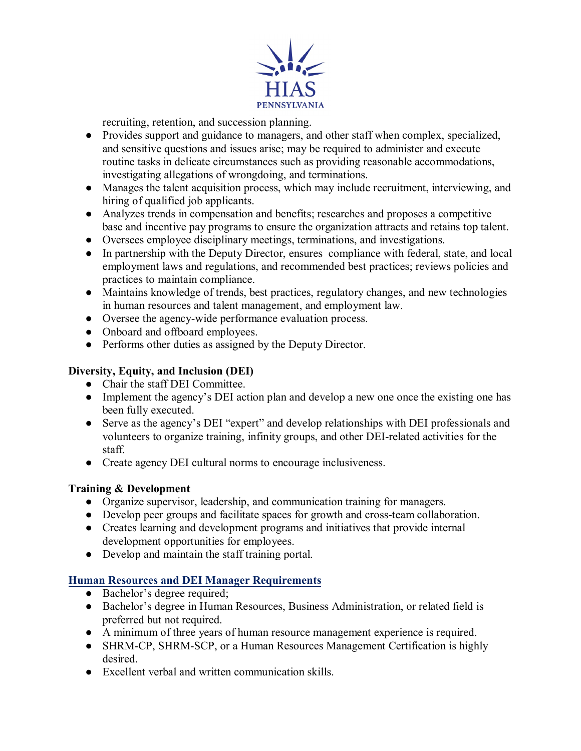recruiting, retention, and succession planning.

- Provides support and guidance to managers, and other staff when complex, specialized, and sensitive questions and issues arise; may be required to administer and execute routine tasks in delicate circumstances such as providing reasonable accommodations, investigating allegations of wrongdoing, and terminations.
- Manages the talent acquisition process, which may include recruitment, interviewing, and hiring of qualified job applicants.
- Analyzes trends in compensation and benefits; researches and proposes a competitive base and incentive pay programs to ensure the organization attracts and retains top talent.
- Oversees employee disciplinary meetings, terminations, and investigations.
- In partnership with the Deputy Director, ensures compliance with federal, state, and local employment laws and regulations, and recommended best practices; reviews policies and practices to maintain compliance.
- Maintains knowledge of trends, best practices, regulatory changes, and new technologies in human resources and talent management, and employment law.
- Oversee the agency-wide performance evaluation process.
- Onboard and offboard employees.
- Performs other duties as assigned by the Deputy Director.

**Diversity, Equity, and Inclusion (DEI)**

- Chair the staff DEI Committee.
- Implement the agency's DEI action plan and develop a new one once the existing one has been fully executed.
- Serve as the agency's DEI "expert" and develop relationships with DEI professionals and volunteers to organize training, infinity groups, and other DEI-related activities for the staff.
- Create agency DEI cultural norms to encourage inclusiveness.

**Training & Development**

- Organize supervisor, leadership, and communication training for managers.
- Develop peer groups and facilitate spaces for growth and cross-team collaboration.
- Creates learning and development programs and initiatives that provide internal development opportunities for employees.
- Develop and maintain the staff training portal.

**Human Resources and DEI Manager Requirements**

- Bachelor's degree required;
- Bachelor's degree in Human Resources, Business Administration, or related field is preferred but not required.
- A minimum of three years of human resource management experience is required.
- SHRM-CP, SHRM-SCP, or a Human Resources Management Certification is highly desired.
- Excellent verbal and written communication skills.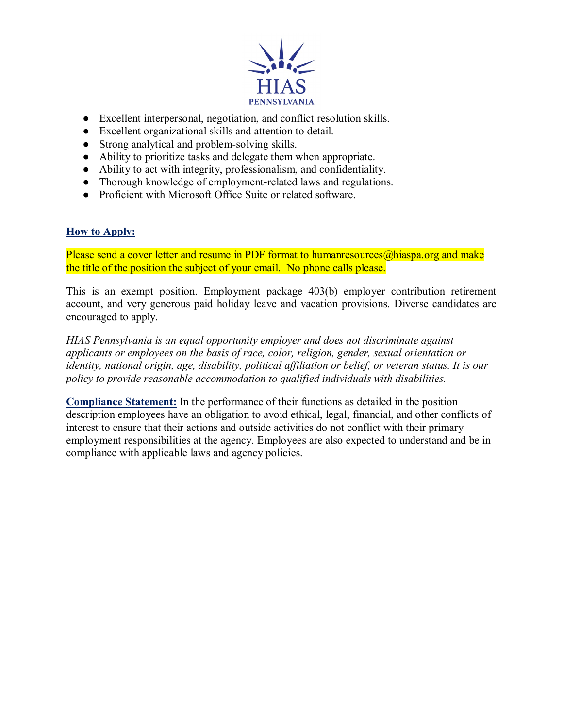- Excellent interpersonal, negotiation, and conflict resolution skills.
- Excellent organizational skills and attention to detail.
- Strong analytical and problem-solving skills.
- Ability to prioritize tasks and delegate them when appropriate.
- Ability to act with integrity, professionalism, and confidentiality.
- Thorough knowledge of employment-related laws and regulations.
- Proficient with Microsoft Office Suite or related software.

**How to Apply:**

Please send a cover letter and resume in PDF format to humanresources@hiaspa.org and make the title of the position the subject of your email. No phone calls please.

This is an exempt position. Employment package 403(b) employer contribution retirement account, and very generous paid holiday leave and vacation provisions. Diverse candidates are encouraged to apply.

*HIAS Pennsylvania is an equal opportunity employer and does not discriminate against applicants or employees on the basis of race, color, religion, gender, sexual orientation or identity, national origin, age, disability, political affiliation or belief, or veteran status. It is our policy to provide reasonable accommodation to qualified individuals with disabilities.*

**Compliance Statement:** In the performance of their functions as detailed in the position description employees have an obligation to avoid ethical, legal, financial, and other conflicts of interest to ensure that their actions and outside activities do not conflict with their primary employment responsibilities at the agency. Employees are also expected to understand and be in compliance with applicable laws and agency policies.